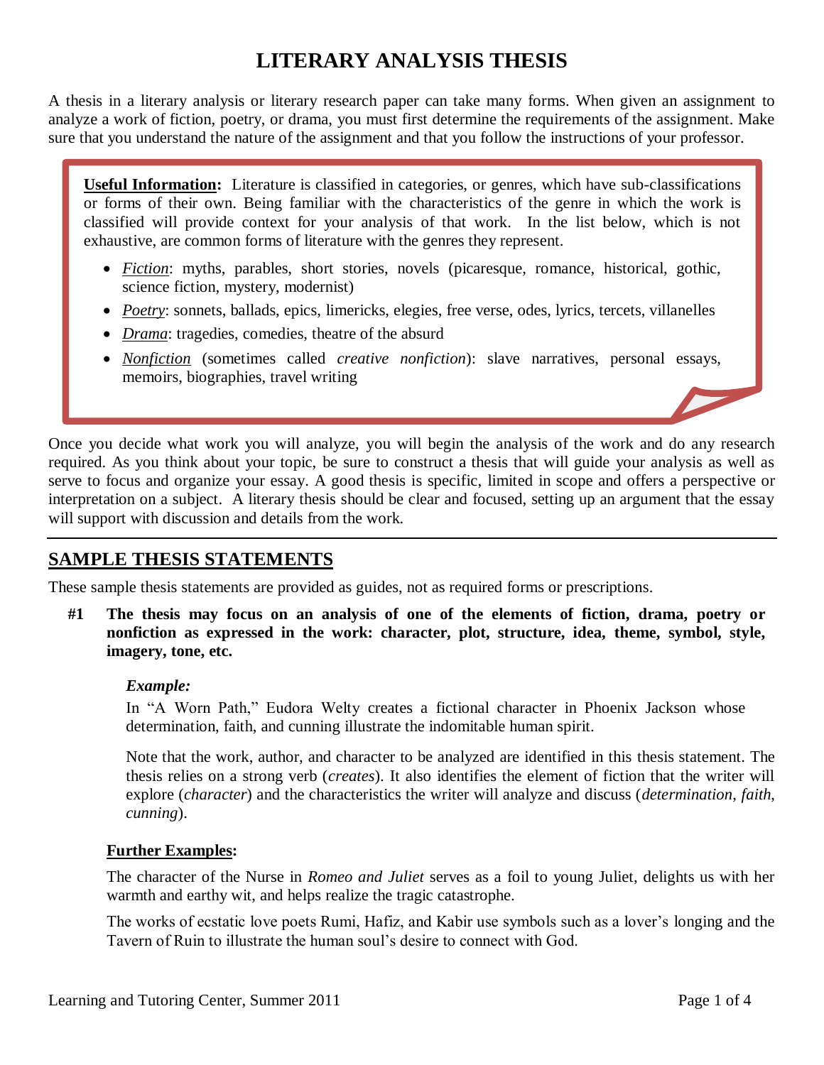# LITERARY ANALYSIS THESIS

A thesis in a literary analysis or literary research paper can take many forms. When given an assignment to analyze a work of fiction, poetry, or drama, you must first determine the requirements of the assignment. Make sure that you understand the nature of the assignment and that you follow the instructions of your professor.

> **Useful Information:** Literature is classified in categories, or genres, which have sub-classifications or forms of their own. Being familiar with the characteristics of the genre in which the work is classified will provide context for your analysis of that work. In the list below, which is not exhaustive, are common forms of literature with the genres they represent.
>
> - *Fiction*: myths, parables, short stories, novels (picaresque, romance, historical, gothic, science fiction, mystery, modernist)
> - *Poetry*: sonnets, ballads, epics, limericks, elegies, free verse, odes, lyrics, tercets, villanelles
> - *Drama*: tragedies, comedies, theatre of the absurd
> - *Nonfiction* (sometimes called *creative nonfiction*): slave narratives, personal essays, memoirs, biographies, travel writing

Once you decide what work you will analyze, you will begin the analysis of the work and do any research required. As you think about your topic, be sure to construct a thesis that will guide your analysis as well as serve to focus and organize your essay. A good thesis is specific, limited in scope and offers a perspective or interpretation on a subject. A literary thesis should be clear and focused, setting up an argument that the essay will support with discussion and details from the work.

---

## SAMPLE THESIS STATEMENTS

These sample thesis statements are provided as guides, not as required forms or prescriptions.

**#1 The thesis may focus on an analysis of one of the elements of fiction, drama, poetry or nonfiction as expressed in the work: character, plot, structure, idea, theme, symbol, style, imagery, tone, etc.**

***Example:***

In "A Worn Path," Eudora Welty creates a fictional character in Phoenix Jackson whose determination, faith, and cunning illustrate the indomitable human spirit.

Note that the work, author, and character to be analyzed are identified in this thesis statement. The thesis relies on a strong verb (*creates*). It also identifies the element of fiction that the writer will explore (*character*) and the characteristics the writer will analyze and discuss (*determination*, *faith*, *cunning*).

**Further Examples:**

The character of the Nurse in *Romeo and Juliet* serves as a foil to young Juliet, delights us with her warmth and earthy wit, and helps realize the tragic catastrophe.

The works of ecstatic love poets Rumi, Hafiz, and Kabir use symbols such as a lover's longing and the Tavern of Ruin to illustrate the human soul's desire to connect with God.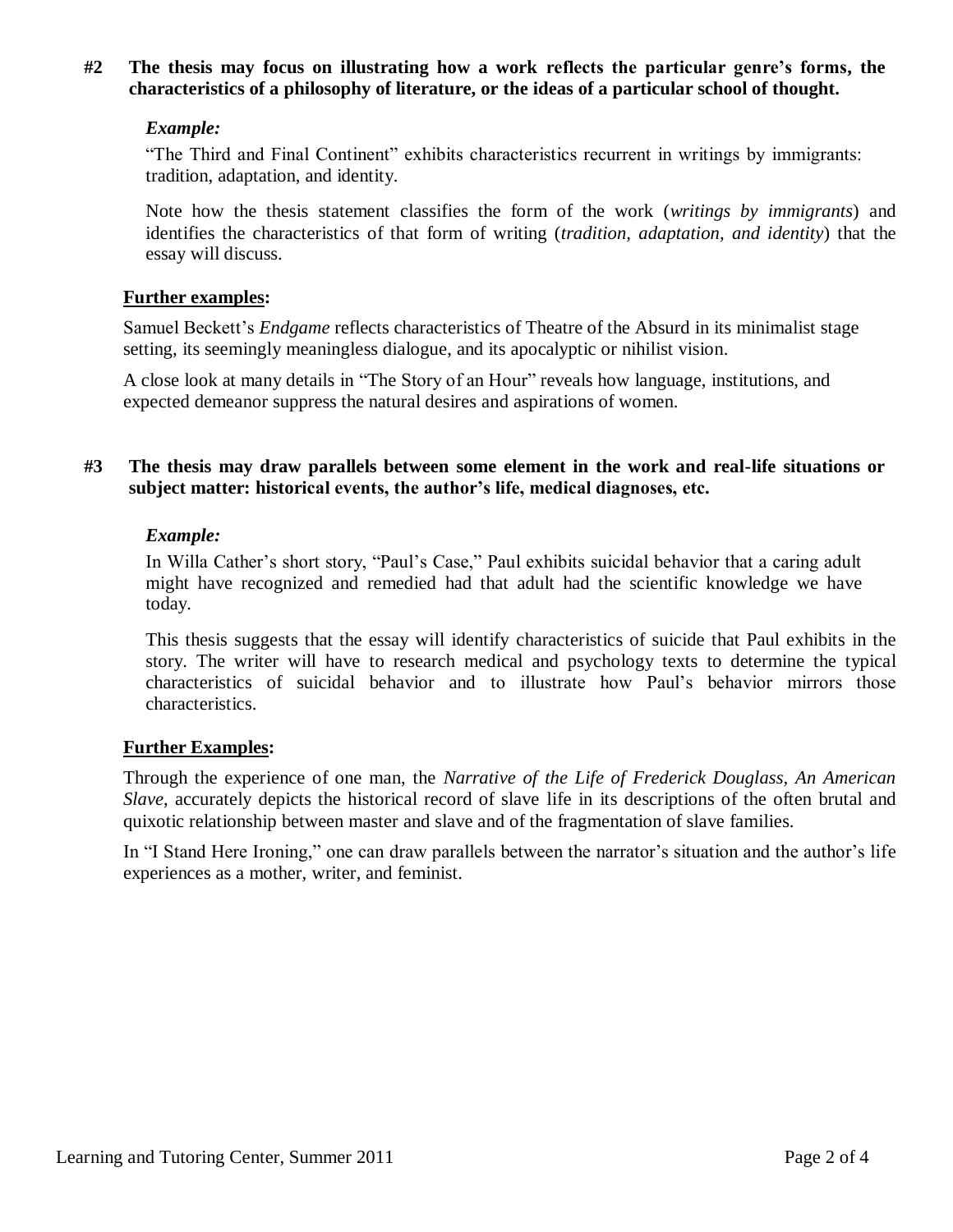**#2 The thesis may focus on illustrating how a work reflects the particular genre's forms, the characteristics of a philosophy of literature, or the ideas of a particular school of thought.**

*Example:*

"The Third and Final Continent" exhibits characteristics recurrent in writings by immigrants: tradition, adaptation, and identity.

Note how the thesis statement classifies the form of the work (*writings by immigrants*) and identifies the characteristics of that form of writing (*tradition, adaptation, and identity*) that the essay will discuss.

**Further examples:**

Samuel Beckett's *Endgame* reflects characteristics of Theatre of the Absurd in its minimalist stage setting, its seemingly meaningless dialogue, and its apocalyptic or nihilist vision.

A close look at many details in "The Story of an Hour" reveals how language, institutions, and expected demeanor suppress the natural desires and aspirations of women.

**#3 The thesis may draw parallels between some element in the work and real-life situations or subject matter: historical events, the author's life, medical diagnoses, etc.**

*Example:*

In Willa Cather's short story, "Paul's Case," Paul exhibits suicidal behavior that a caring adult might have recognized and remedied had that adult had the scientific knowledge we have today.

This thesis suggests that the essay will identify characteristics of suicide that Paul exhibits in the story. The writer will have to research medical and psychology texts to determine the typical characteristics of suicidal behavior and to illustrate how Paul's behavior mirrors those characteristics.

**Further Examples:**

Through the experience of one man, the *Narrative of the Life of Frederick Douglass, An American Slave*, accurately depicts the historical record of slave life in its descriptions of the often brutal and quixotic relationship between master and slave and of the fragmentation of slave families.

In "I Stand Here Ironing," one can draw parallels between the narrator's situation and the author's life experiences as a mother, writer, and feminist.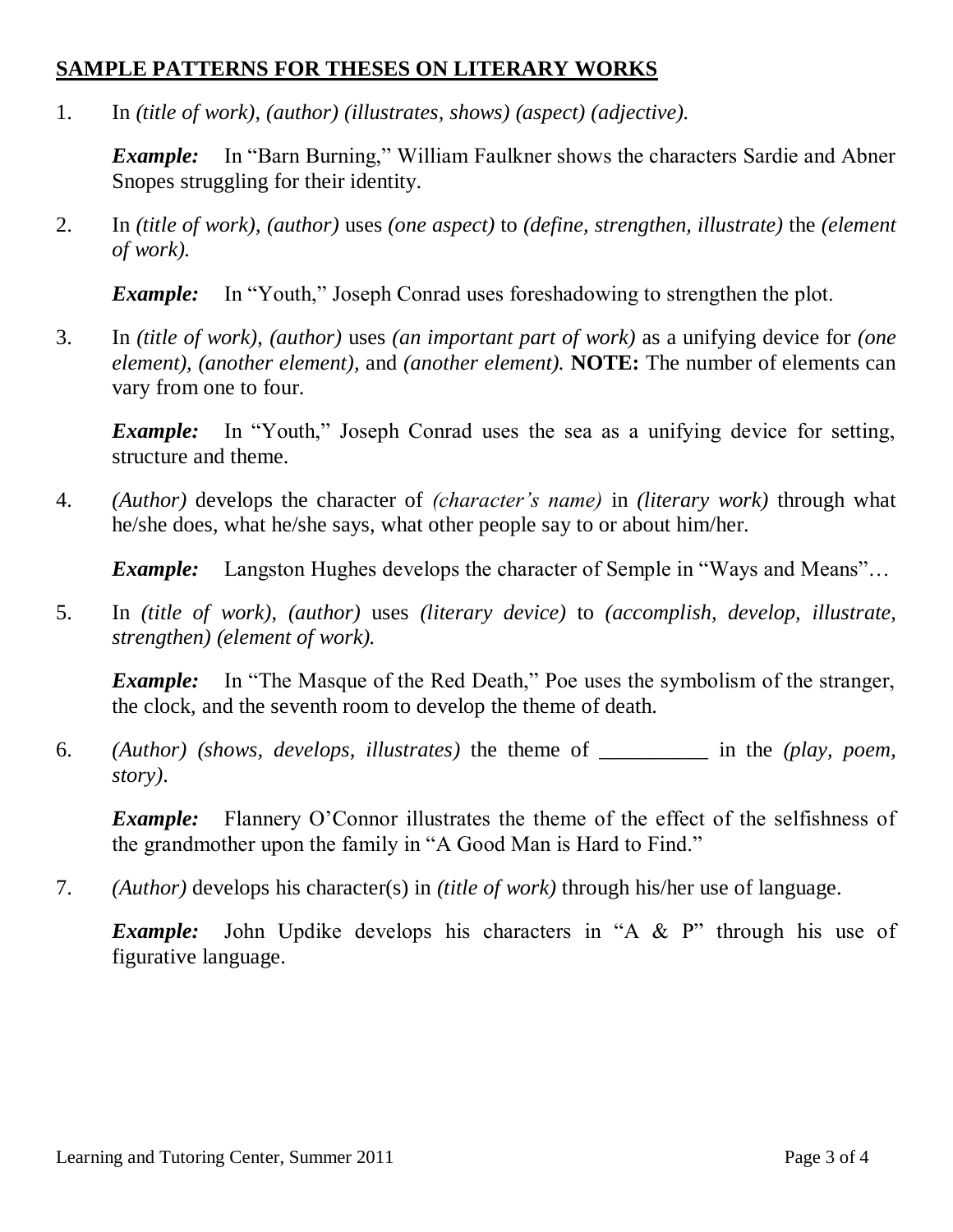## SAMPLE PATTERNS FOR THESES ON LITERARY WORKS

1. In *(title of work), (author) (illustrates, shows) (aspect) (adjective).*

   ***Example:*** In "Barn Burning," William Faulkner shows the characters Sardie and Abner Snopes struggling for their identity.

2. In *(title of work)*, *(author)* uses *(one aspect)* to *(define, strengthen, illustrate)* the *(element of work).*

   ***Example:*** In "Youth," Joseph Conrad uses foreshadowing to strengthen the plot.

3. In *(title of work), (author)* uses *(an important part of work)* as a unifying device for *(one element), (another element),* and *(another element).* **NOTE:** The number of elements can vary from one to four.

   ***Example:*** In "Youth," Joseph Conrad uses the sea as a unifying device for setting, structure and theme.

4. *(Author)* develops the character of *(character's name)* in *(literary work)* through what he/she does, what he/she says, what other people say to or about him/her.

   ***Example:*** Langston Hughes develops the character of Semple in "Ways and Means"…

5. In *(title of work)*, *(author)* uses *(literary device)* to *(accomplish, develop, illustrate, strengthen) (element of work).*

   ***Example:*** In "The Masque of the Red Death," Poe uses the symbolism of the stranger, the clock, and the seventh room to develop the theme of death.

6. *(Author) (shows, develops, illustrates)* the theme of __________ in the *(play, poem, story)*.

   ***Example:*** Flannery O'Connor illustrates the theme of the effect of the selfishness of the grandmother upon the family in "A Good Man is Hard to Find."

7. *(Author)* develops his character(s) in *(title of work)* through his/her use of language.

   ***Example:*** John Updike develops his characters in "A & P" through his use of figurative language.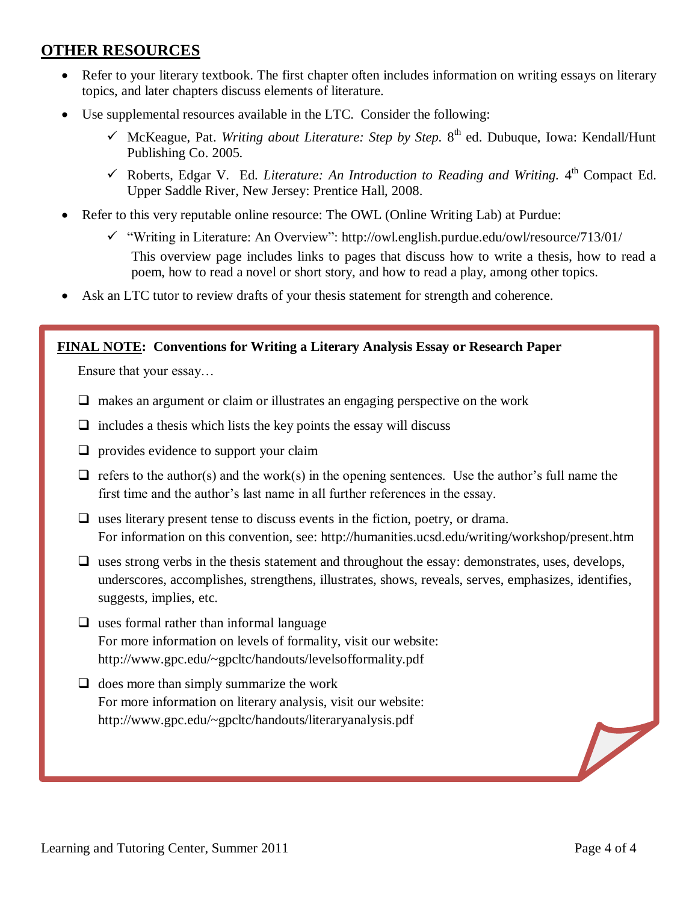## OTHER RESOURCES

- Refer to your literary textbook. The first chapter often includes information on writing essays on literary topics, and later chapters discuss elements of literature.
- Use supplemental resources available in the LTC. Consider the following:
  - ✓ McKeague, Pat. *Writing about Literature: Step by Step.* 8th ed. Dubuque, Iowa: Kendall/Hunt Publishing Co. 2005.
  - ✓ Roberts, Edgar V. Ed. *Literature: An Introduction to Reading and Writing.* 4th Compact Ed. Upper Saddle River, New Jersey: Prentice Hall, 2008.
- Refer to this very reputable online resource: The OWL (Online Writing Lab) at Purdue:
  - ✓ "Writing in Literature: An Overview": http://owl.english.purdue.edu/owl/resource/713/01/
    This overview page includes links to pages that discuss how to write a thesis, how to read a poem, how to read a novel or short story, and how to read a play, among other topics.
- Ask an LTC tutor to review drafts of your thesis statement for strength and coherence.

**FINAL NOTE: Conventions for Writing a Literary Analysis Essay or Research Paper**

Ensure that your essay…

- ☐ makes an argument or claim or illustrates an engaging perspective on the work
- ☐ includes a thesis which lists the key points the essay will discuss
- ☐ provides evidence to support your claim
- ☐ refers to the author(s) and the work(s) in the opening sentences. Use the author's full name the first time and the author's last name in all further references in the essay.
- ☐ uses literary present tense to discuss events in the fiction, poetry, or drama.
  For information on this convention, see: http://humanities.ucsd.edu/writing/workshop/present.htm
- ☐ uses strong verbs in the thesis statement and throughout the essay: demonstrates, uses, develops, underscores, accomplishes, strengthens, illustrates, shows, reveals, serves, emphasizes, identifies, suggests, implies, etc.
- ☐ uses formal rather than informal language
  For more information on levels of formality, visit our website:
  http://www.gpc.edu/~gpcltc/handouts/levelsofformality.pdf
- ☐ does more than simply summarize the work
  For more information on literary analysis, visit our website:
  http://www.gpc.edu/~gpcltc/handouts/literaryanalysis.pdf